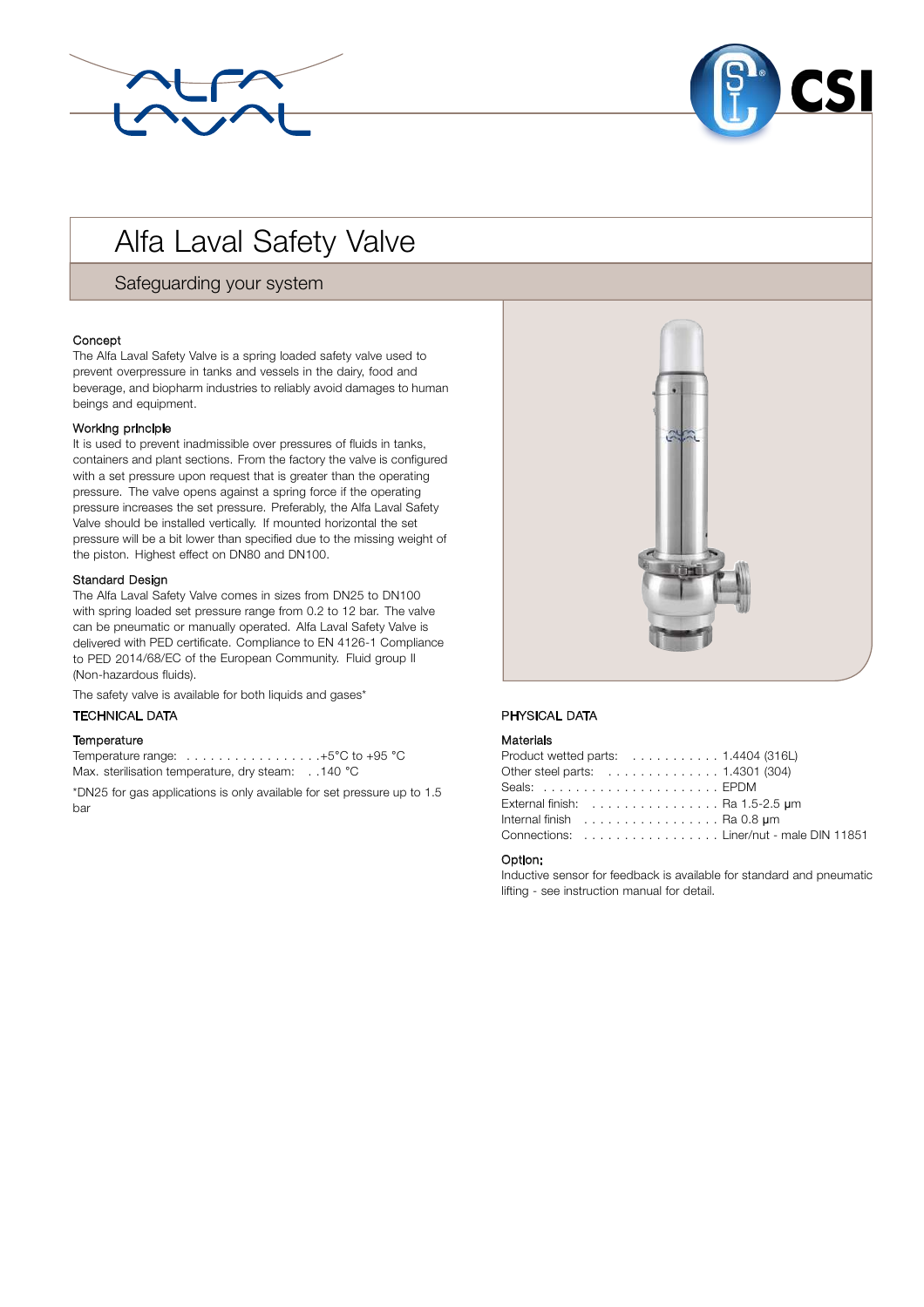# Alfa Laval Safety Valve

## Safeguarding your system

### Concept

The Alfa Laval Safety Valve is a spring loaded safety valve used to prevent overpressure in tanks and vessels in the dairy, food and beverage, and biopharm industries to reliably avoid damages to human beings and equipment.

### Working principle

It is used to prevent inadmissible over pressures of fluids in tanks, containers and plant sections. From the factory the valve is configured with a set pressure upon request that is greater than the operating pressure. The valve opens against a spring force if the operating pressure increases the set pressure. Preferably, the Alfa Laval Safety Valve should be installed vertically. If mounted horizontal the set pressure will be a bit lower than specified due to the missing weight of the piston. Highest effect on DN80 and DN100.

### Standard Design

The Alfa Laval Safety Valve comes in sizes from DN25 to DN100 with spring loaded set pressure range from 0.2 to 12 bar. The valve can be pneumatic or manually operated. Alfa Laval Safety Valve is delivered with PED certificate. Compliance to EN 4126-1 Compliance to PED 2014/68/EC of the European Community. Fluid group II (Non-hazardous fluids).

The safety valve is available for both liquids and gases*

## TECHNICAL DATA

### Temperature

Temperature range: . . . . . . . . . . . . . . . . . .+5°C to +95 °C
Max. sterilisation temperature, dry steam: . . 140 °C

*DN25 for gas applications is only available for set pressure up to 1.5 bar

## PHYSICAL DATA

### Materials

Product wetted parts: . . . . . . . . . . . 1.4404 (316L)
Other steel parts: . . . . . . . . . . . . . . 1.4301 (304)
Seals: . . . . . . . . . . . . . . . . . . . . . . EPDM
External finish: . . . . . . . . . . . . . . . . Ra 1.5-2.5 µm
Internal finish . . . . . . . . . . . . . . . . . Ra 0.8 µm
Connections: . . . . . . . . . . . . . . . . . Liner/nut - male DIN 11851

### Option:

Inductive sensor for feedback is available for standard and pneumatic lifting - see instruction manual for detail.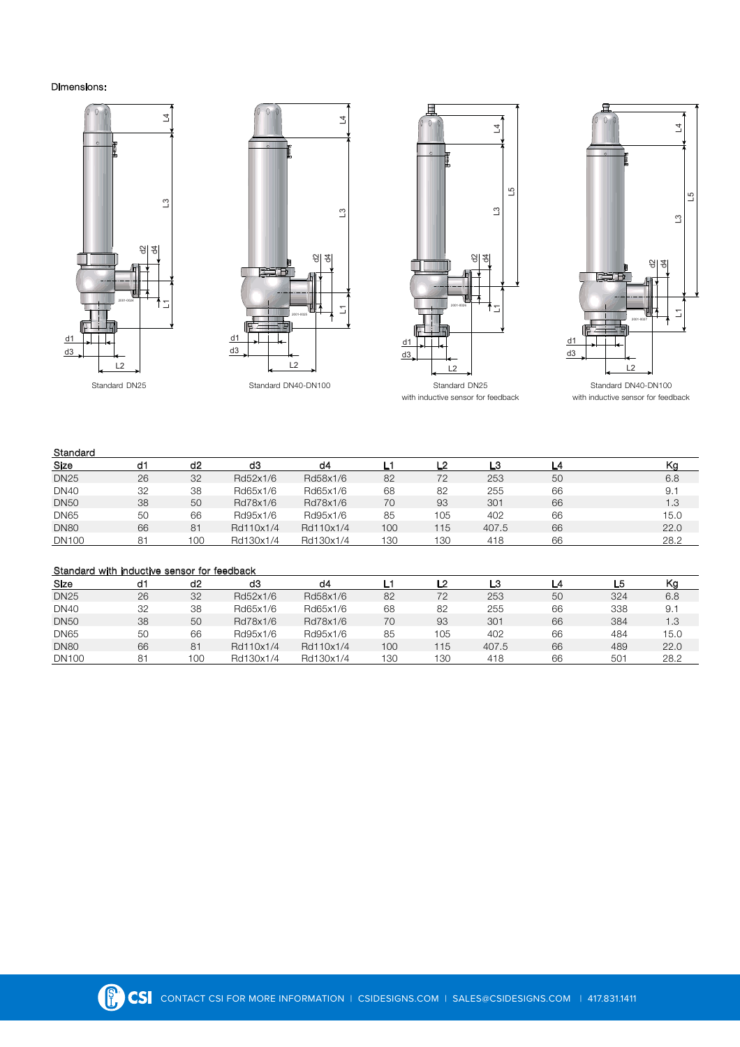Dimensions:

Standard DN25

Standard DN40-DN100

Standard DN25
with inductive sensor for feedback

Standard DN40-DN100
with inductive sensor for feedback

Standard

| Size | d1 | d2 | d3 | d4 | L1 | L2 | L3 | L4 | Kg |
|---|---|---|---|---|---|---|---|---|---|
| DN25 | 26 | 32 | Rd52x1/6 | Rd58x1/6 | 82 | 72 | 253 | 50 | 6.8 |
| DN40 | 32 | 38 | Rd65x1/6 | Rd65x1/6 | 68 | 82 | 255 | 66 | 9.1 |
| DN50 | 38 | 50 | Rd78x1/6 | Rd78x1/6 | 70 | 93 | 301 | 66 | 1.3 |
| DN65 | 50 | 66 | Rd95x1/6 | Rd95x1/6 | 85 | 105 | 402 | 66 | 15.0 |
| DN80 | 66 | 81 | Rd110x1/4 | Rd110x1/4 | 100 | 115 | 407.5 | 66 | 22.0 |
| DN100 | 81 | 100 | Rd130x1/4 | Rd130x1/4 | 130 | 130 | 418 | 66 | 28.2 |

Standard with inductive sensor for feedback

| Size | d1 | d2 | d3 | d4 | L1 | L2 | L3 | L4 | L5 | Kg |
|---|---|---|---|---|---|---|---|---|---|---|
| DN25 | 26 | 32 | Rd52x1/6 | Rd58x1/6 | 82 | 72 | 253 | 50 | 324 | 6.8 |
| DN40 | 32 | 38 | Rd65x1/6 | Rd65x1/6 | 68 | 82 | 255 | 66 | 338 | 9.1 |
| DN50 | 38 | 50 | Rd78x1/6 | Rd78x1/6 | 70 | 93 | 301 | 66 | 384 | 1.3 |
| DN65 | 50 | 66 | Rd95x1/6 | Rd95x1/6 | 85 | 105 | 402 | 66 | 484 | 15.0 |
| DN80 | 66 | 81 | Rd110x1/4 | Rd110x1/4 | 100 | 115 | 407.5 | 66 | 489 | 22.0 |
| DN100 | 81 | 100 | Rd130x1/4 | Rd130x1/4 | 130 | 130 | 418 | 66 | 501 | 28.2 |

CSI CONTACT CSI FOR MORE INFORMATION | CSIDESIGNS.COM | SALES@CSIDESIGNS.COM | 417.831.1411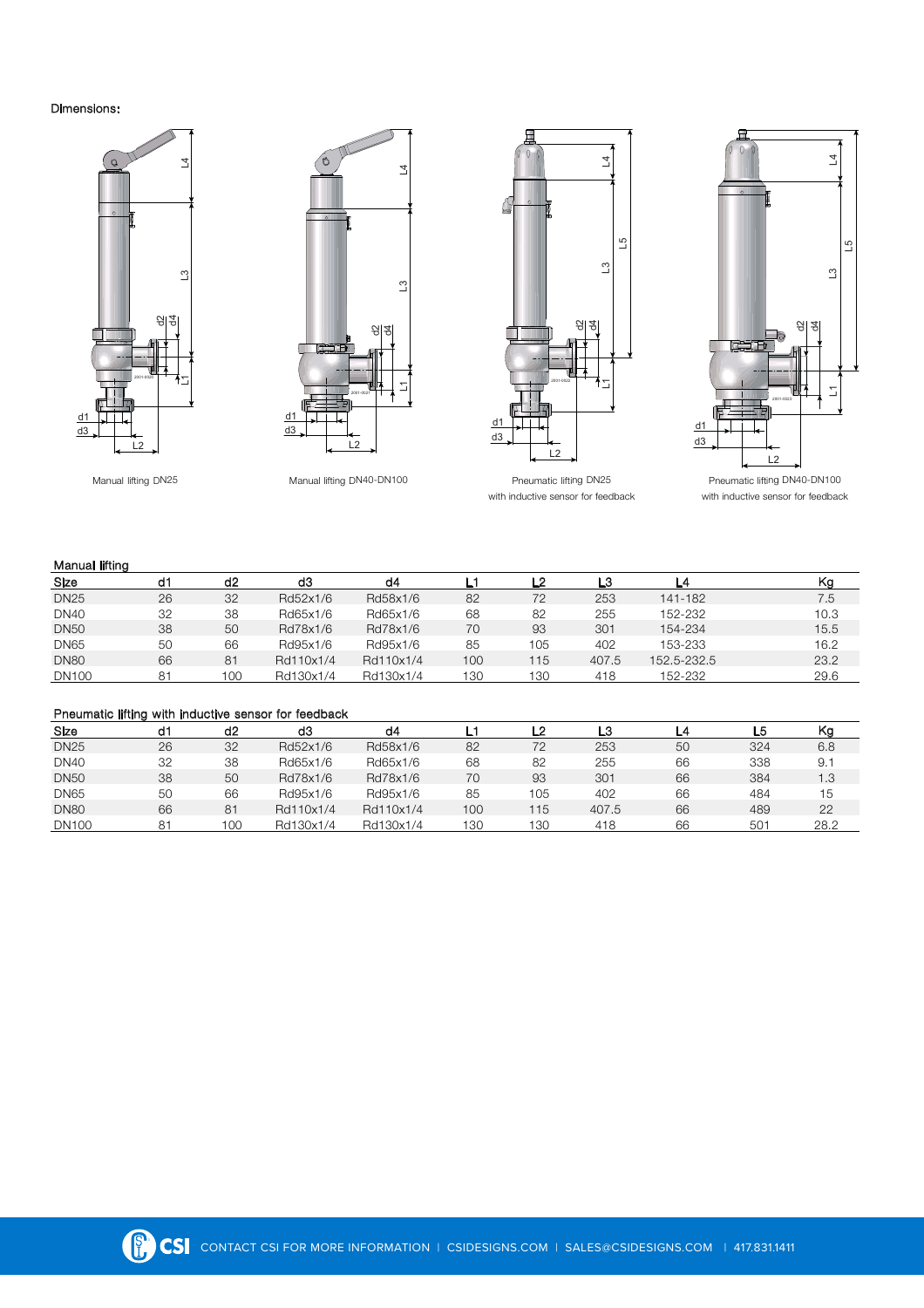Dimensions:

Manual lifting DN25

Manual lifting DN40-DN100

Pneumatic lifting DN25 with inductive sensor for feedback

Pneumatic lifting DN40-DN100 with inductive sensor for feedback

### Manual lifting

| Size | d1 | d2 | d3 | d4 | L1 | L2 | L3 | L4 | Kg |
|---|---|---|---|---|---|---|---|---|---|
| DN25 | 26 | 32 | Rd52x1/6 | Rd58x1/6 | 82 | 72 | 253 | 141-182 | 7.5 |
| DN40 | 32 | 38 | Rd65x1/6 | Rd65x1/6 | 68 | 82 | 255 | 152-232 | 10.3 |
| DN50 | 38 | 50 | Rd78x1/6 | Rd78x1/6 | 70 | 93 | 301 | 154-234 | 15.5 |
| DN65 | 50 | 66 | Rd95x1/6 | Rd95x1/6 | 85 | 105 | 402 | 153-233 | 16.2 |
| DN80 | 66 | 81 | Rd110x1/4 | Rd110x1/4 | 100 | 115 | 407.5 | 152.5-232.5 | 23.2 |
| DN100 | 81 | 100 | Rd130x1/4 | Rd130x1/4 | 130 | 130 | 418 | 152-232 | 29.6 |

### Pneumatic lifting with inductive sensor for feedback

| Size | d1 | d2 | d3 | d4 | L1 | L2 | L3 | L4 | L5 | Kg |
|---|---|---|---|---|---|---|---|---|---|---|
| DN25 | 26 | 32 | Rd52x1/6 | Rd58x1/6 | 82 | 72 | 253 | 50 | 324 | 6.8 |
| DN40 | 32 | 38 | Rd65x1/6 | Rd65x1/6 | 68 | 82 | 255 | 66 | 338 | 9.1 |
| DN50 | 38 | 50 | Rd78x1/6 | Rd78x1/6 | 70 | 93 | 301 | 66 | 384 | 1.3 |
| DN65 | 50 | 66 | Rd95x1/6 | Rd95x1/6 | 85 | 105 | 402 | 66 | 484 | 15 |
| DN80 | 66 | 81 | Rd110x1/4 | Rd110x1/4 | 100 | 115 | 407.5 | 66 | 489 | 22 |
| DN100 | 81 | 100 | Rd130x1/4 | Rd130x1/4 | 130 | 130 | 418 | 66 | 501 | 28.2 |

CONTACT CSI FOR MORE INFORMATION | CSIDESIGNS.COM | SALES@CSIDESIGNS.COM | 417.831.1411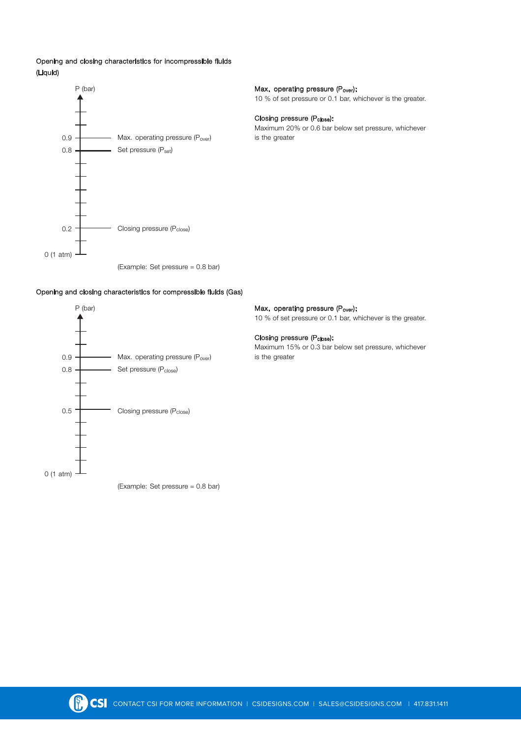Opening and closing characteristics for incompressible fluids (Liquid)

P (bar)

0.9 — Max. operating pressure ($P_{over}$)

0.8 — Set pressure ($P_{set}$)

0.2 — Closing pressure ($P_{close}$)

0 (1 atm)

(Example: Set pressure = 0.8 bar)

**Max. operating pressure ($P_{over}$):**
10 % of set pressure or 0.1 bar, whichever is the greater.

**Closing pressure ($P_{close}$):**
Maximum 20% or 0.6 bar below set pressure, whichever is the greater

Opening and closing characteristics for compressible fluids (Gas)

P (bar)

0.9 — Max. operating pressure ($P_{over}$)

0.8 — Set pressure ($P_{close}$)

0.5 — Closing pressure ($P_{close}$)

0 (1 atm)

(Example: Set pressure = 0.8 bar)

**Max. operating pressure ($P_{over}$):**
10 % of set pressure or 0.1 bar, whichever is the greater.

**Closing pressure ($P_{close}$):**
Maximum 15% or 0.3 bar below set pressure, whichever is the greater

CONTACT CSI FOR MORE INFORMATION | CSIDESIGNS.COM | SALES@CSIDESIGNS.COM | 417.831.1411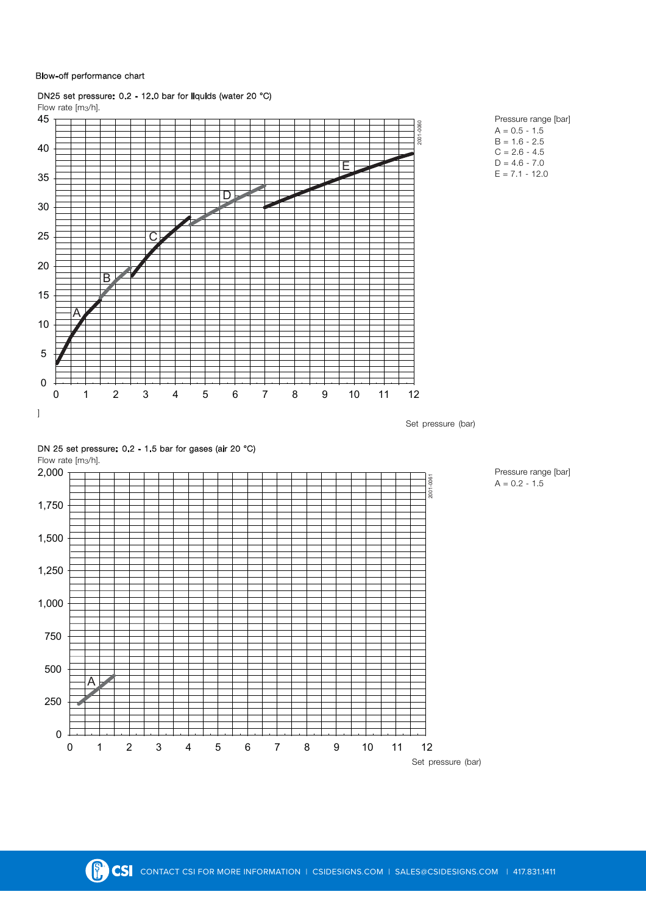Blow-off performance chart

DN25 set pressure: 0.2 - 12.0 bar for liquids (water 20 °C)

Flow rate [m3/h].

Set pressure (bar)

Pressure range [bar]

A = 0.5 - 1.5

B = 1.6 - 2.5

C = 2.6 - 4.5

D = 4.6 - 7.0

E = 7.1 - 12.0

DN 25 set pressure: 0.2 - 1.5 bar for gases (air 20 °C)

Flow rate [m3/h].

Set pressure (bar)

Pressure range [bar]

A = 0.2 - 1.5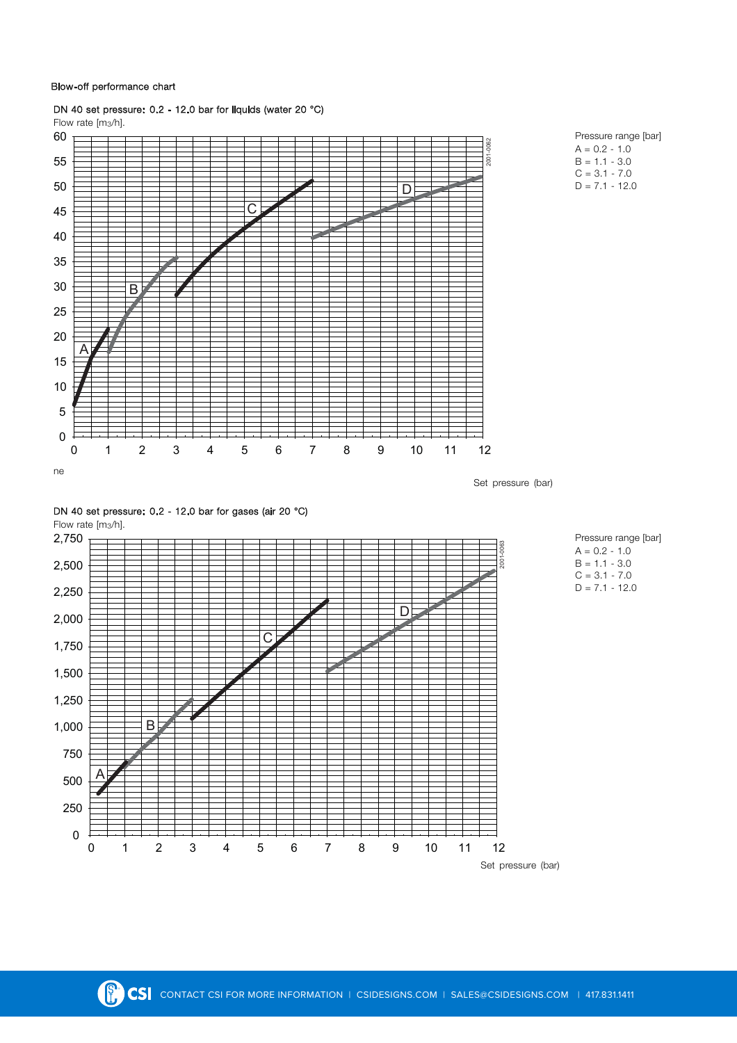Blow-off performance chart

DN 40 set pressure: 0.2 - 12.0 bar for liquids (water 20 °C)

Flow rate [m3/h].

Pressure range [bar]
A = 0.2 - 1.0
B = 1.1 - 3.0
C = 3.1 - 7.0
D = 7.1 - 12.0

Set pressure (bar)

DN 40 set pressure: 0.2 - 12.0 bar for gases (air 20 °C)

Flow rate [m3/h].

Pressure range [bar]
A = 0.2 - 1.0
B = 1.1 - 3.0
C = 3.1 - 7.0
D = 7.1 - 12.0

Set pressure (bar)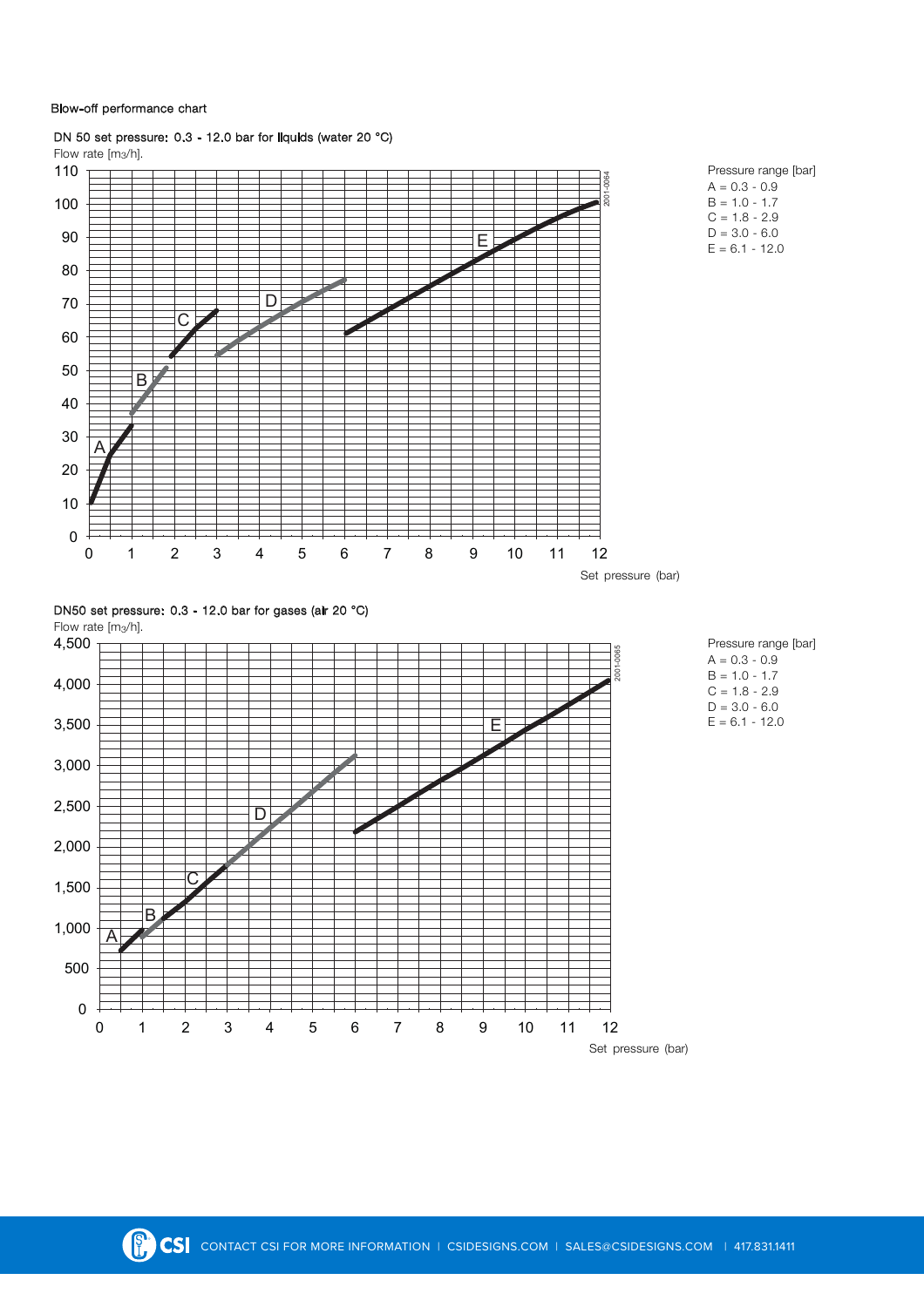Blow-off performance chart

DN 50 set pressure: 0.3 - 12.0 bar for liquids (water 20 °C)

Flow rate [m3/h].

Set pressure (bar)

Pressure range [bar]
- A = 0.3 - 0.9
- B = 1.0 - 1.7
- C = 1.8 - 2.9
- D = 3.0 - 6.0
- E = 6.1 - 12.0

DN50 set pressure: 0.3 - 12.0 bar for gases (air 20 °C)

Flow rate [m3/h].

Set pressure (bar)

Pressure range [bar]
- A = 0.3 - 0.9
- B = 1.0 - 1.7
- C = 1.8 - 2.9
- D = 3.0 - 6.0
- E = 6.1 - 12.0

CONTACT CSI FOR MORE INFORMATION | CSIDESIGNS.COM | SALES@CSIDESIGNS.COM | 417.831.1411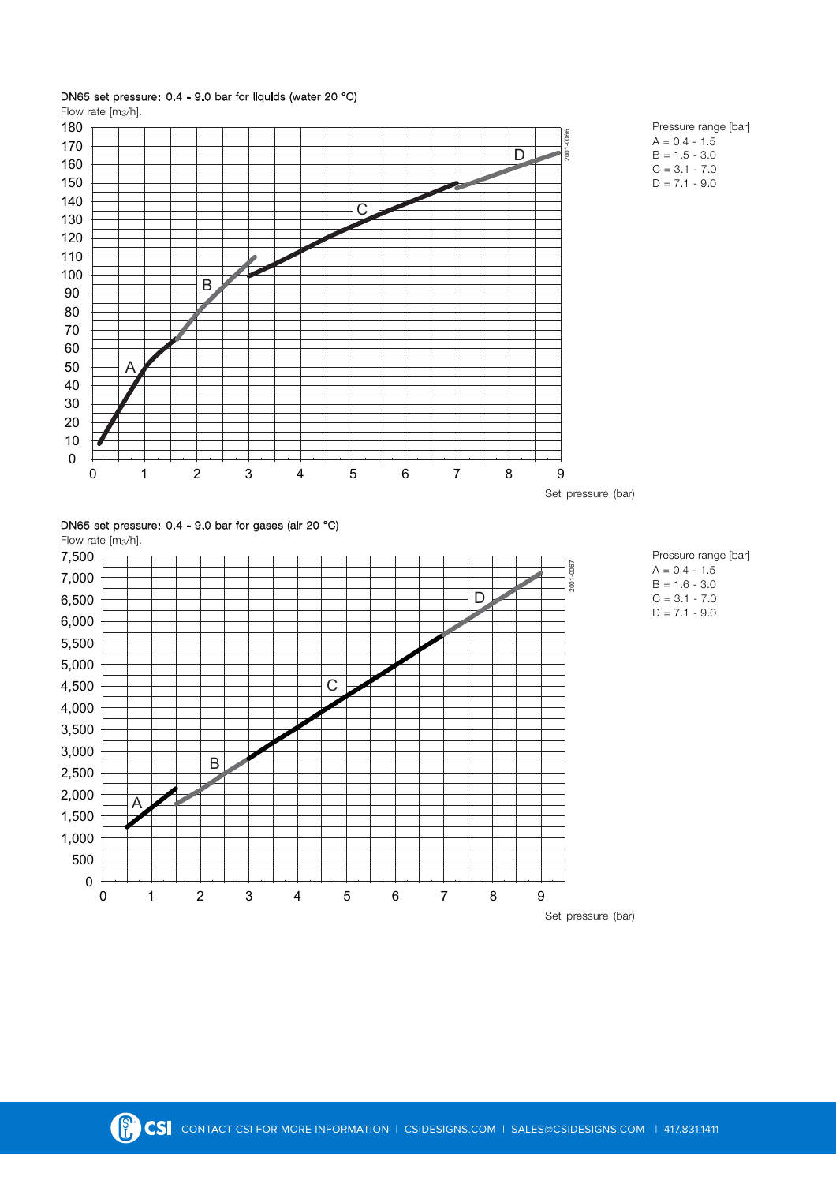DN65 set pressure: 0.4 - 9.0 bar for liquids (water 20 °C)

Flow rate [m3/h].

Set pressure (bar)

2001-0066

Pressure range [bar]

A = 0.4 - 1.5
B = 1.5 - 3.0
C = 3.1 - 7.0
D = 7.1 - 9.0

DN65 set pressure: 0.4 - 9.0 bar for gases (air 20 °C)

Flow rate [m3/h].

Set pressure (bar)

2001-0067

Pressure range [bar]

A = 0.4 - 1.5
B = 1.6 - 3.0
C = 3.1 - 7.0
D = 7.1 - 9.0

CSI CONTACT CSI FOR MORE INFORMATION | CSIDESIGNS.COM | SALES@CSIDESIGNS.COM | 417.831.1411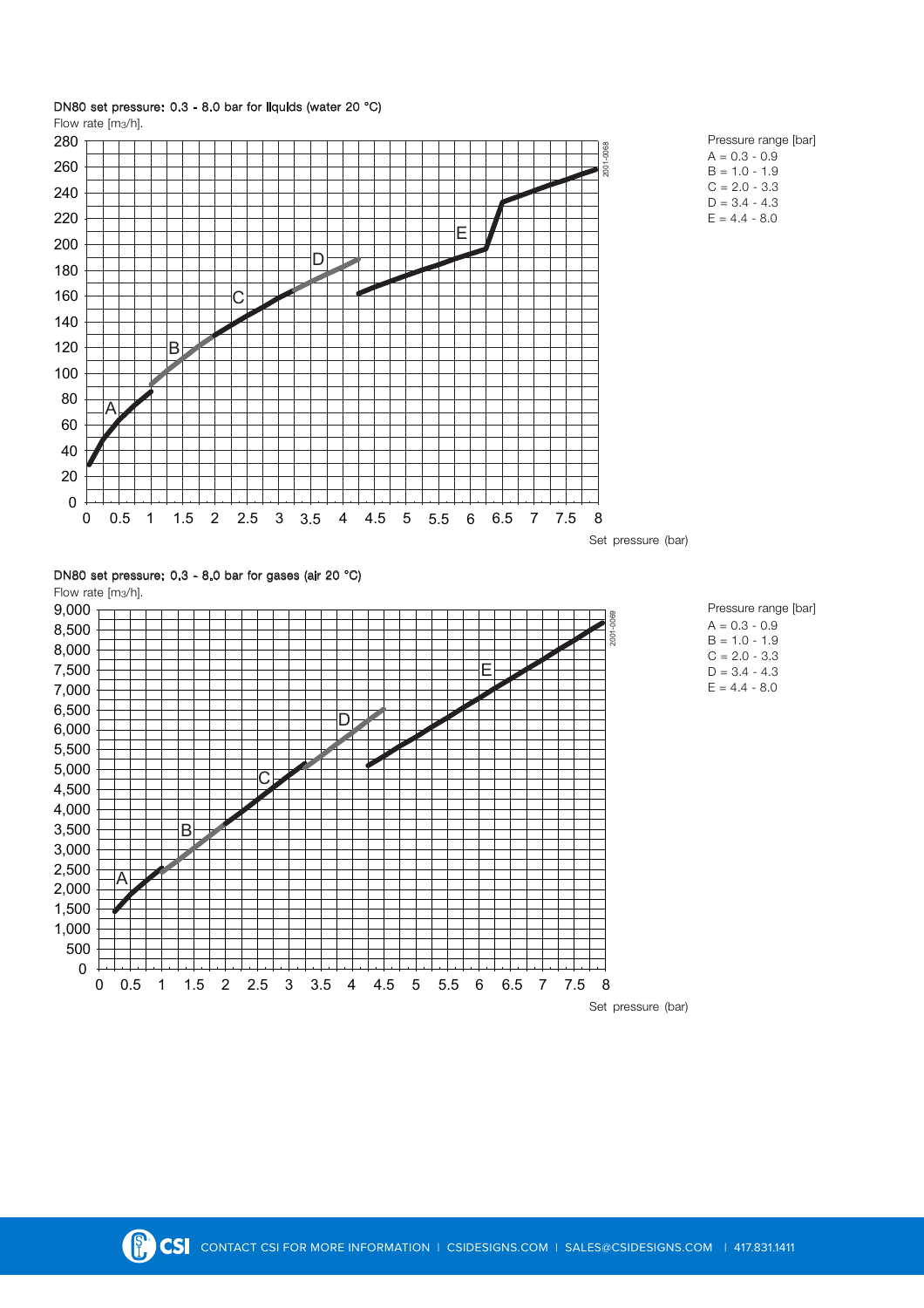DN80 set pressure: 0.3 - 8.0 bar for liquids (water 20 °C)

Flow rate [m3/h].

Pressure range [bar]

A = 0.3 - 0.9
B = 1.0 - 1.9
C = 2.0 - 3.3
D = 3.4 - 4.3
E = 4.4 - 8.0

Set pressure (bar)

DN80 set pressure: 0.3 - 8.0 bar for gases (air 20 °C)

Flow rate [m3/h].

Pressure range [bar]

A = 0.3 - 0.9
B = 1.0 - 1.9
C = 2.0 - 3.3
D = 3.4 - 4.3
E = 4.4 - 8.0

Set pressure (bar)

CONTACT CSI FOR MORE INFORMATION | CSIDESIGNS.COM | SALES@CSIDESIGNS.COM | 417.831.1411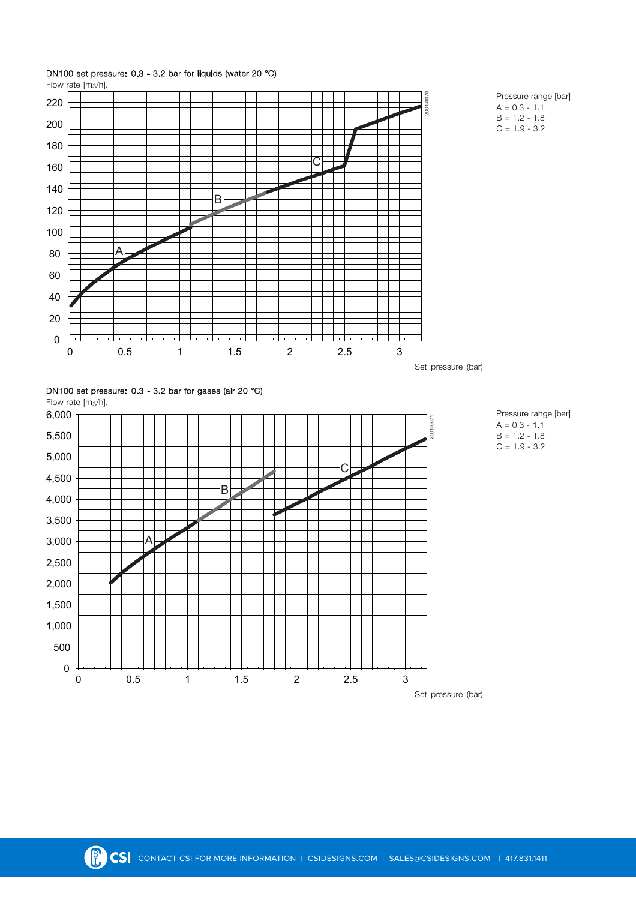DN100 set pressure: 0.3 - 3.2 bar for liquids (water 20 °C)

Flow rate [m3/h].

Pressure range [bar]
A = 0.3 - 1.1
B = 1.2 - 1.8
C = 1.9 - 3.2

Set pressure (bar)

2001-0070

DN100 set pressure: 0.3 - 3.2 bar for gases (air 20 °C)

Flow rate [m3/h].

Pressure range [bar]
A = 0.3 - 1.1
B = 1.2 - 1.8
C = 1.9 - 3.2

Set pressure (bar)

2001-0071

CSI CONTACT CSI FOR MORE INFORMATION | CSIDESIGNS.COM | SALES@CSIDESIGNS.COM | 417.831.1411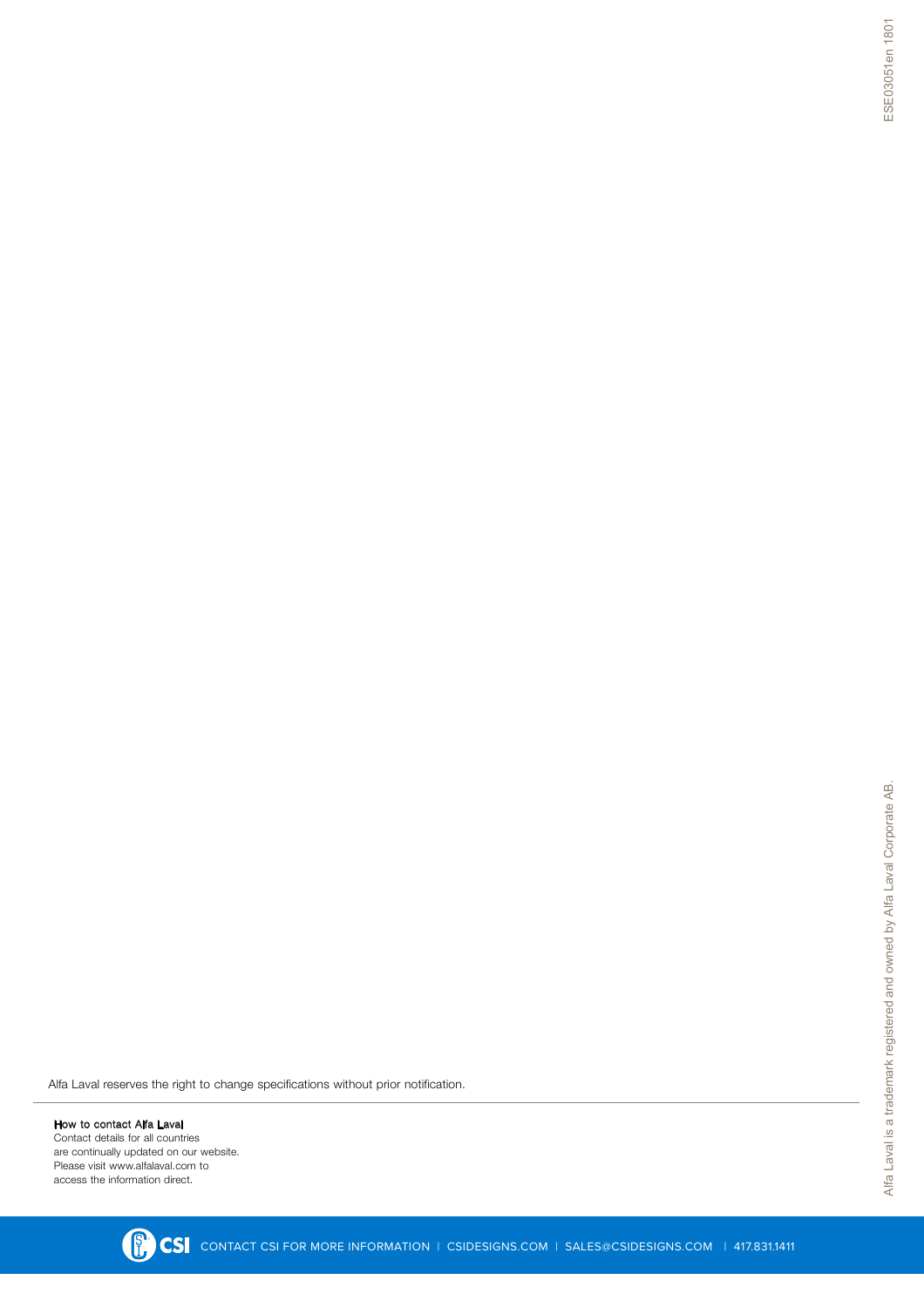Alfa Laval reserves the right to change specifications without prior notification.

**How to contact Alfa Laval**
Contact details for all countries
are continually updated on our website.
Please visit www.alfalaval.com to
access the information direct.

ESE03051en 1801

Alfa Laval is a trademark registered and owned by Alfa Laval Corporate AB.

CONTACT CSI FOR MORE INFORMATION | CSIDESIGNS.COM | SALES@CSIDESIGNS.COM | 417.831.1411